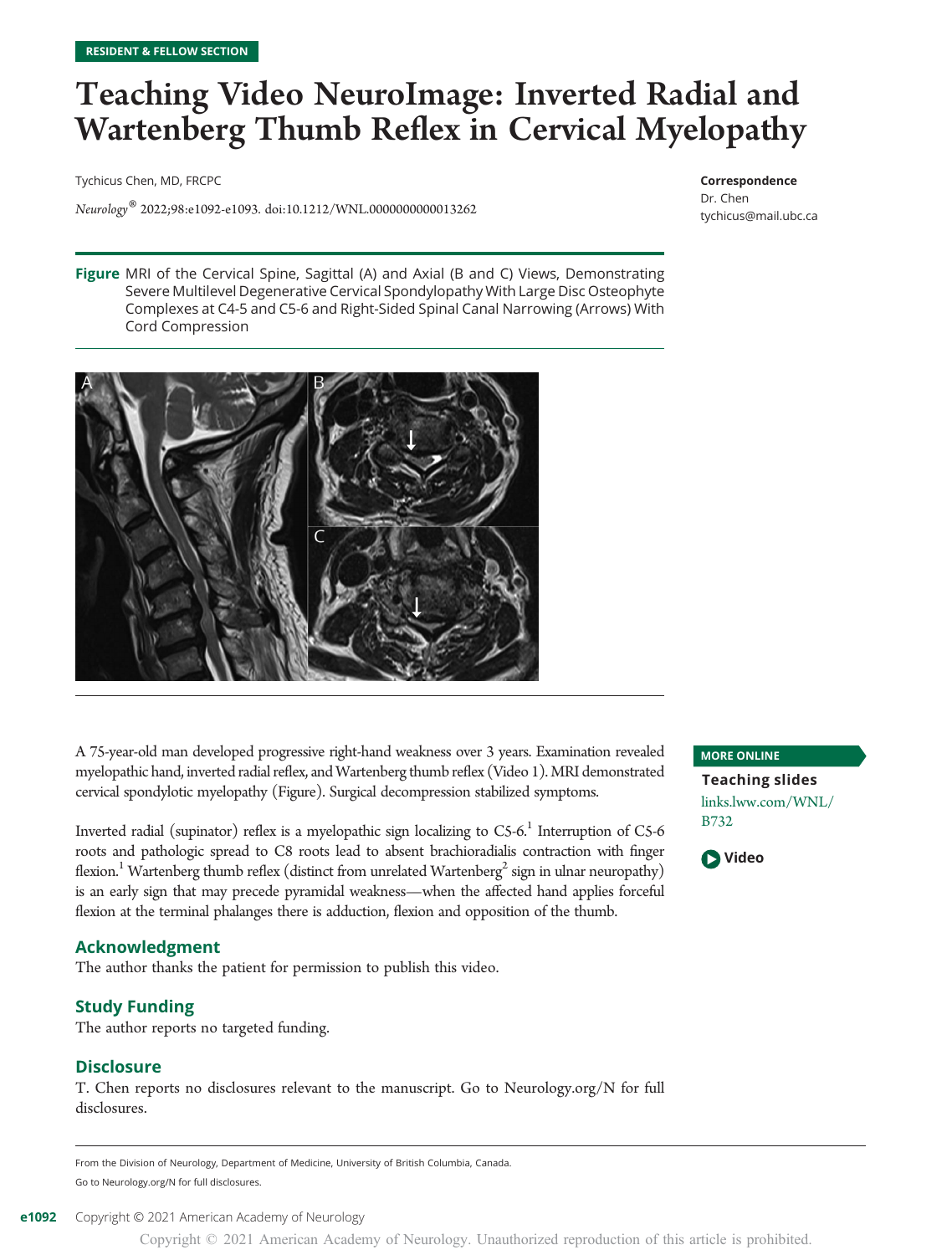RESIDENT & FELLOW SECTION

# Teaching Video NeuroImage: Inverted Radial and Wartenberg Thumb Reflex in Cervical Myelopathy

Tychicus Chen, MD, FRCPC

*Neurology*® 2022;98:e1092-e1093. doi:10.1212/WNL.0000000000013262

**Correspondence**
Dr. Chen
tychicus@mail.ubc.ca

**Figure** MRI of the Cervical Spine, Sagittal (A) and Axial (B and C) Views, Demonstrating Severe Multilevel Degenerative Cervical Spondylopathy With Large Disc Osteophyte Complexes at C4-5 and C5-6 and Right-Sided Spinal Canal Narrowing (Arrows) With Cord Compression

A 75-year-old man developed progressive right-hand weakness over 3 years. Examination revealed myelopathic hand, inverted radial reflex, and Wartenberg thumb reflex (Video 1). MRI demonstrated cervical spondylotic myelopathy (Figure). Surgical decompression stabilized symptoms.

Inverted radial (supinator) reflex is a myelopathic sign localizing to C5-6.[1] Interruption of C5-6 roots and pathologic spread to C8 roots lead to absent brachioradialis contraction with finger flexion.[1] Wartenberg thumb reflex (distinct from unrelated Wartenberg[2] sign in ulnar neuropathy) is an early sign that may precede pyramidal weakness—when the affected hand applies forceful flexion at the terminal phalanges there is adduction, flexion and opposition of the thumb.

**MORE ONLINE**

**Teaching slides**
links.lww.com/WNL/B732

**Video**

## Acknowledgment

The author thanks the patient for permission to publish this video.

## Study Funding

The author reports no targeted funding.

## Disclosure

T. Chen reports no disclosures relevant to the manuscript. Go to Neurology.org/N for full disclosures.

From the Division of Neurology, Department of Medicine, University of British Columbia, Canada.

Go to Neurology.org/N for full disclosures.

Copyright © 2021 American Academy of Neurology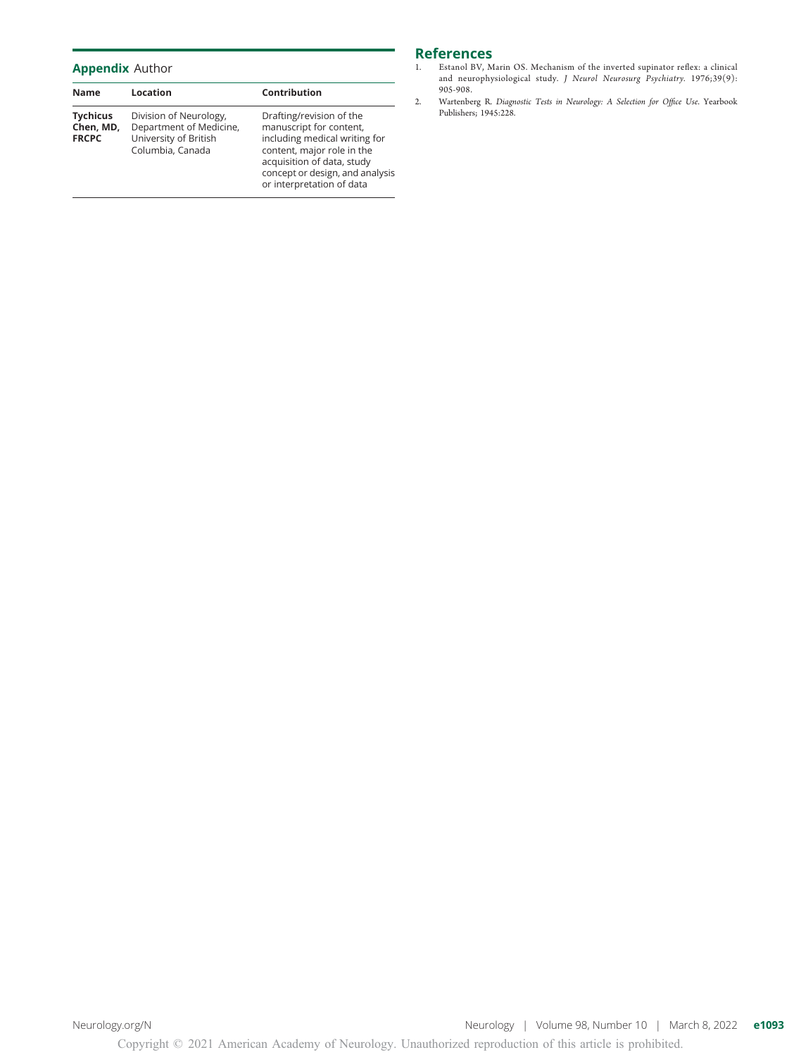## Appendix Author

| Name | Location | Contribution |
|---|---|---|
| **Tychicus Chen, MD, FRCPC** | Division of Neurology, Department of Medicine, University of British Columbia, Canada | Drafting/revision of the manuscript for content, including medical writing for content, major role in the acquisition of data, study concept or design, and analysis or interpretation of data |

## References

1. Estanol BV, Marin OS. Mechanism of the inverted supinator reflex: a clinical and neurophysiological study. *J Neurol Neurosurg Psychiatry*. 1976;39(9):905-908.
2. Wartenberg R. *Diagnostic Tests in Neurology: A Selection for Office Use*. Yearbook Publishers; 1945:228.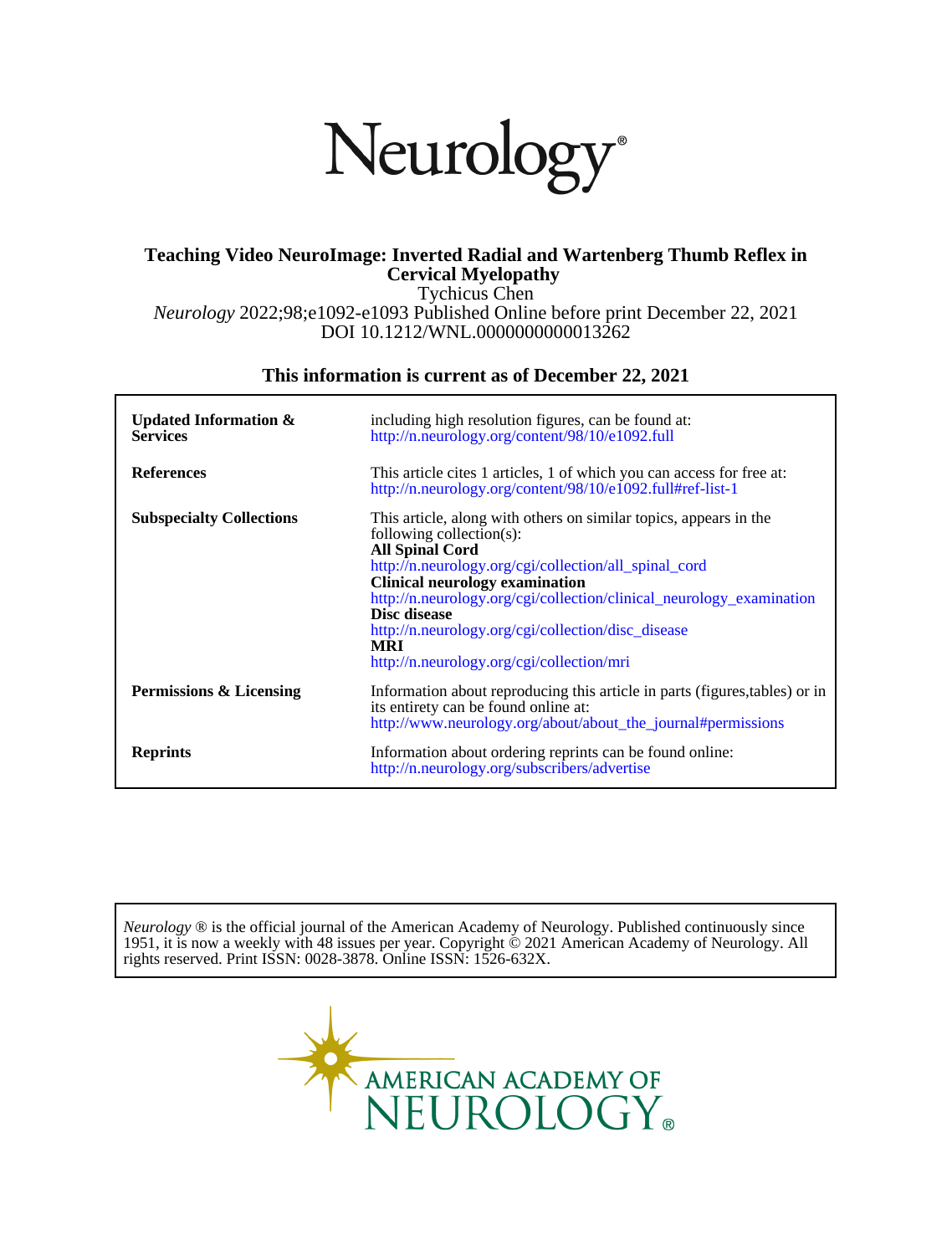# Neurology®

**Teaching Video NeuroImage: Inverted Radial and Wartenberg Thumb Reflex in Cervical Myelopathy**

Tychicus Chen

*Neurology* 2022;98;e1092-e1093 Published Online before print December 22, 2021

DOI 10.1212/WNL.0000000000013262

**This information is current as of December 22, 2021**

| | |
|---|---|
| **Updated Information & Services** | including high resolution figures, can be found at: http://n.neurology.org/content/98/10/e1092.full |
| **References** | This article cites 1 articles, 1 of which you can access for free at: http://n.neurology.org/content/98/10/e1092.full#ref-list-1 |
| **Subspecialty Collections** | This article, along with others on similar topics, appears in the following collection(s): **All Spinal Cord** http://n.neurology.org/cgi/collection/all_spinal_cord **Clinical neurology examination** http://n.neurology.org/cgi/collection/clinical_neurology_examination **Disc disease** http://n.neurology.org/cgi/collection/disc_disease **MRI** http://n.neurology.org/cgi/collection/mri |
| **Permissions & Licensing** | Information about reproducing this article in parts (figures,tables) or in its entirety can be found online at: http://www.neurology.org/about/about_the_journal#permissions |
| **Reprints** | Information about ordering reprints can be found online: http://n.neurology.org/subscribers/advertise |

*Neurology* ® is the official journal of the American Academy of Neurology. Published continuously since 1951, it is now a weekly with 48 issues per year. Copyright © 2021 American Academy of Neurology. All rights reserved. Print ISSN: 0028-3878. Online ISSN: 1526-632X.

AMERICAN ACADEMY OF NEUROLOGY®